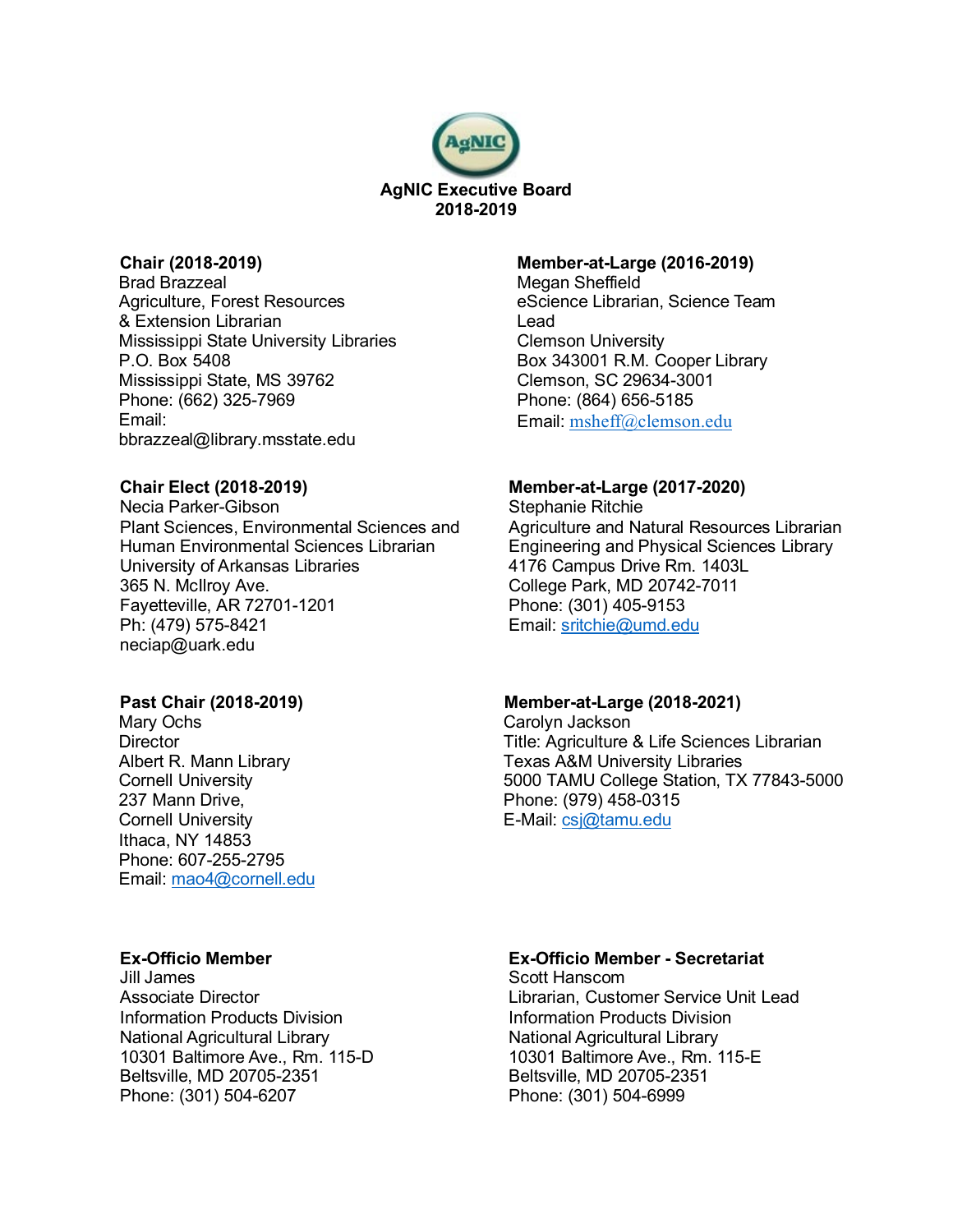# AgNIC Executive Board
## 2018-2019

**Chair (2018-2019)**
Brad Brazzeal
Agriculture, Forest Resources & Extension Librarian
Mississippi State University Libraries
P.O. Box 5408
Mississippi State, MS 39762
Phone: (662) 325-7969
Email: bbrazzeal@library.msstate.edu

**Chair Elect (2018-2019)**
Necia Parker-Gibson
Plant Sciences, Environmental Sciences and Human Environmental Sciences Librarian
University of Arkansas Libraries
365 N. McIlroy Ave.
Fayetteville, AR 72701-1201
Ph: (479) 575-8421
neciap@uark.edu

**Past Chair (2018-2019)**
Mary Ochs
Director
Albert R. Mann Library
Cornell University
237 Mann Drive,
Cornell University
Ithaca, NY 14853
Phone: 607-255-2795
Email: mao4@cornell.edu

**Member-at-Large (2016-2019)**
Megan Sheffield
eScience Librarian, Science Team Lead
Clemson University
Box 343001 R.M. Cooper Library
Clemson, SC 29634-3001
Phone: (864) 656-5185
Email: msheff@clemson.edu

**Member-at-Large (2017-2020)**
Stephanie Ritchie
Agriculture and Natural Resources Librarian
Engineering and Physical Sciences Library
4176 Campus Drive Rm. 1403L
College Park, MD 20742-7011
Phone: (301) 405-9153
Email: sritchie@umd.edu

**Member-at-Large (2018-2021)**
Carolyn Jackson
Title: Agriculture & Life Sciences Librarian
Texas A&M University Libraries
5000 TAMU College Station, TX 77843-5000
Phone: (979) 458-0315
E-Mail: csj@tamu.edu

**Ex-Officio Member**
Jill James
Associate Director
Information Products Division
National Agricultural Library
10301 Baltimore Ave., Rm. 115-D
Beltsville, MD 20705-2351
Phone: (301) 504-6207

**Ex-Officio Member - Secretariat**
Scott Hanscom
Librarian, Customer Service Unit Lead
Information Products Division
National Agricultural Library
10301 Baltimore Ave., Rm. 115-E
Beltsville, MD 20705-2351
Phone: (301) 504-6999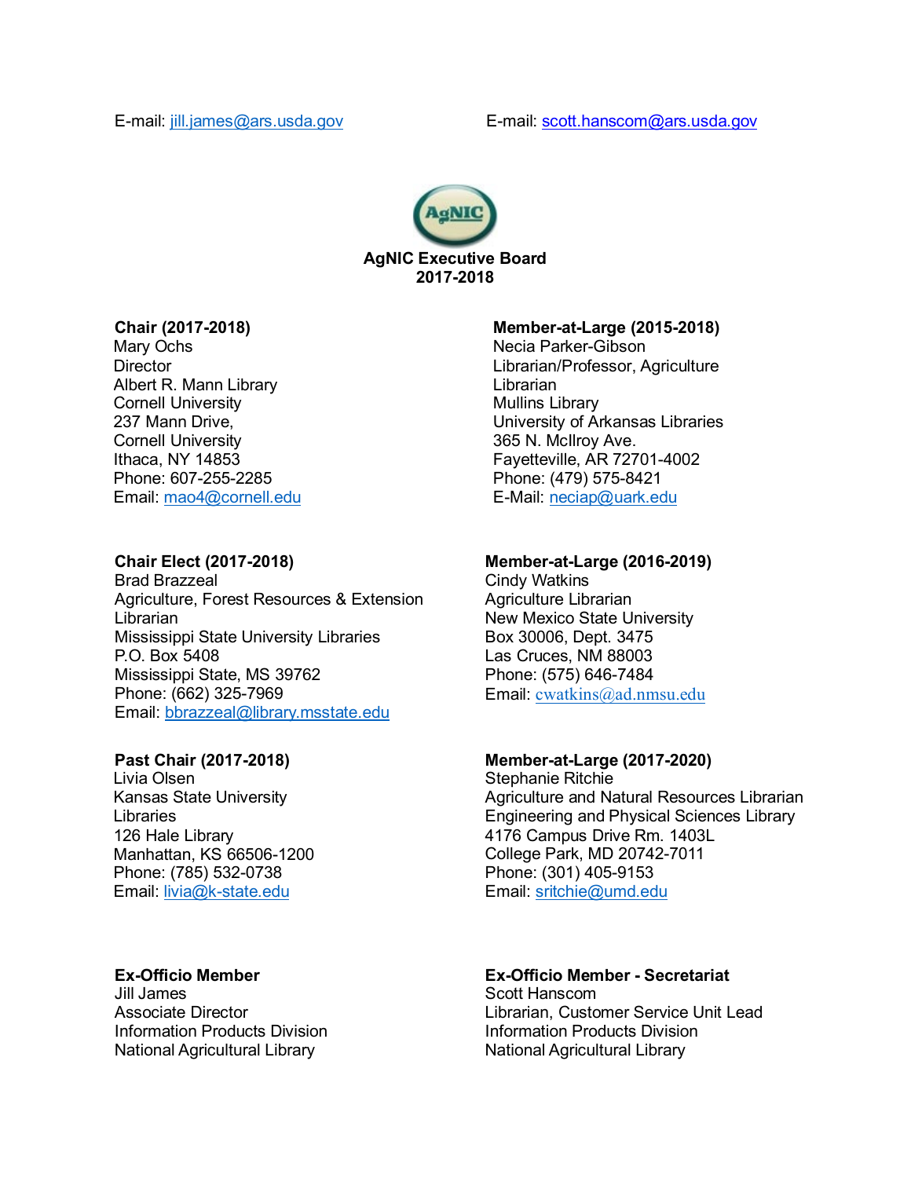E-mail: jill.james@ars.usda.gov

E-mail: scott.hanscom@ars.usda.gov

## AgNIC Executive Board
## 2017-2018

**Chair (2017-2018)**
Mary Ochs
Director
Albert R. Mann Library
Cornell University
237 Mann Drive,
Cornell University
Ithaca, NY 14853
Phone: 607-255-2285
Email: mao4@cornell.edu

**Chair Elect (2017-2018)**
Brad Brazzeal
Agriculture, Forest Resources & Extension Librarian
Mississippi State University Libraries
P.O. Box 5408
Mississippi State, MS 39762
Phone: (662) 325-7969
Email: bbrazzeal@library.msstate.edu

**Past Chair (2017-2018)**
Livia Olsen
Kansas State University Libraries
126 Hale Library
Manhattan, KS 66506-1200
Phone: (785) 532-0738
Email: livia@k-state.edu

**Ex-Officio Member**
Jill James
Associate Director
Information Products Division
National Agricultural Library

**Member-at-Large (2015-2018)**
Necia Parker-Gibson
Librarian/Professor, Agriculture Librarian
Mullins Library
University of Arkansas Libraries
365 N. McIlroy Ave.
Fayetteville, AR 72701-4002
Phone: (479) 575-8421
E-Mail: neciap@uark.edu

**Member-at-Large (2016-2019)**
Cindy Watkins
Agriculture Librarian
New Mexico State University
Box 30006, Dept. 3475
Las Cruces, NM 88003
Phone: (575) 646-7484
Email: cwatkins@ad.nmsu.edu

**Member-at-Large (2017-2020)**
Stephanie Ritchie
Agriculture and Natural Resources Librarian
Engineering and Physical Sciences Library
4176 Campus Drive Rm. 1403L
College Park, MD 20742-7011
Phone: (301) 405-9153
Email: sritchie@umd.edu

**Ex-Officio Member - Secretariat**
Scott Hanscom
Librarian, Customer Service Unit Lead
Information Products Division
National Agricultural Library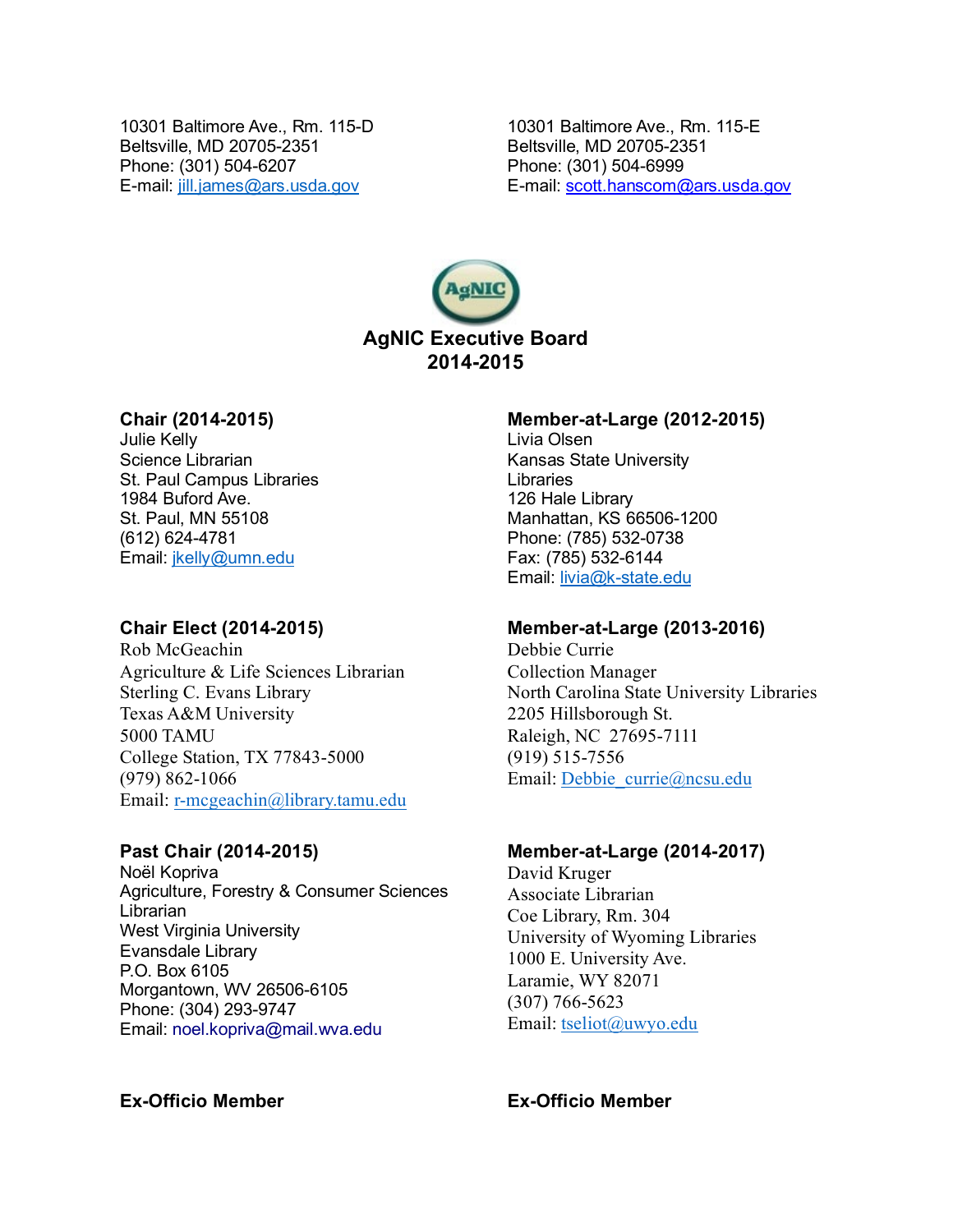10301 Baltimore Ave., Rm. 115-D
Beltsville, MD 20705-2351
Phone: (301) 504-6207
E-mail: jill.james@ars.usda.gov

10301 Baltimore Ave., Rm. 115-E
Beltsville, MD 20705-2351
Phone: (301) 504-6999
E-mail: scott.hanscom@ars.usda.gov

# AgNIC Executive Board 2014-2015

**Chair (2014-2015)**
Julie Kelly
Science Librarian
St. Paul Campus Libraries
1984 Buford Ave.
St. Paul, MN 55108
(612) 624-4781
Email: jkelly@umn.edu

**Chair Elect (2014-2015)**
Rob McGeachin
Agriculture & Life Sciences Librarian
Sterling C. Evans Library
Texas A&M University
5000 TAMU
College Station, TX 77843-5000
(979) 862-1066
Email: r-mcgeachin@library.tamu.edu

**Past Chair (2014-2015)**
Noël Kopriva
Agriculture, Forestry & Consumer Sciences Librarian
West Virginia University
Evansdale Library
P.O. Box 6105
Morgantown, WV 26506-6105
Phone: (304) 293-9747
Email: noel.kopriva@mail.wva.edu

**Member-at-Large (2012-2015)**
Livia Olsen
Kansas State University Libraries
126 Hale Library
Manhattan, KS 66506-1200
Phone: (785) 532-0738
Fax: (785) 532-6144
Email: livia@k-state.edu

**Member-at-Large (2013-2016)**
Debbie Currie
Collection Manager
North Carolina State University Libraries
2205 Hillsborough St.
Raleigh, NC 27695-7111
(919) 515-7556
Email: Debbie_currie@ncsu.edu

**Member-at-Large (2014-2017)**
David Kruger
Associate Librarian
Coe Library, Rm. 304
University of Wyoming Libraries
1000 E. University Ave.
Laramie, WY 82071
(307) 766-5623
Email: tseliot@uwyo.edu

**Ex-Officio Member**

**Ex-Officio Member**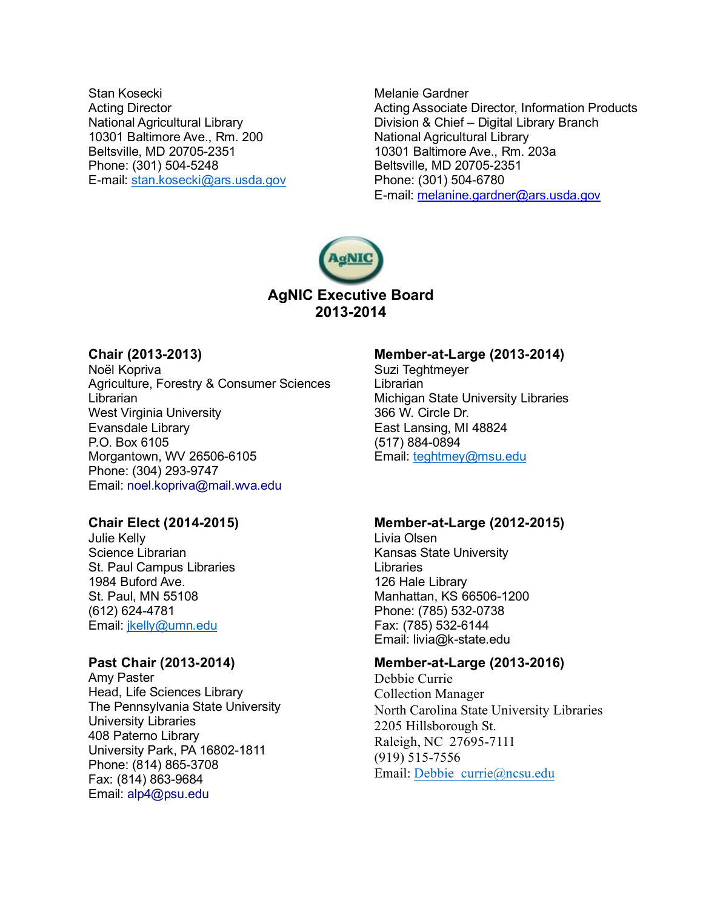Stan Kosecki
Acting Director
National Agricultural Library
10301 Baltimore Ave., Rm. 200
Beltsville, MD 20705-2351
Phone: (301) 504-5248
E-mail: stan.kosecki@ars.usda.gov

Melanie Gardner
Acting Associate Director, Information Products
Division & Chief – Digital Library Branch
National Agricultural Library
10301 Baltimore Ave., Rm. 203a
Beltsville, MD 20705-2351
Phone: (301) 504-6780
E-mail: melanie.gardner@ars.usda.gov

## AgNIC Executive Board 2013-2014

**Chair (2013-2013)**
Noël Kopriva
Agriculture, Forestry & Consumer Sciences
Librarian
West Virginia University
Evansdale Library
P.O. Box 6105
Morgantown, WV 26506-6105
Phone: (304) 293-9747
Email: noel.kopriva@mail.wva.edu

**Chair Elect (2014-2015)**
Julie Kelly
Science Librarian
St. Paul Campus Libraries
1984 Buford Ave.
St. Paul, MN 55108
(612) 624-4781
Email: jkelly@umn.edu

**Past Chair (2013-2014)**
Amy Paster
Head, Life Sciences Library
The Pennsylvania State University
University Libraries
408 Paterno Library
University Park, PA 16802-1811
Phone: (814) 865-3708
Fax: (814) 863-9684
Email: alp4@psu.edu

**Member-at-Large (2013-2014)**
Suzi Teghtmeyer
Librarian
Michigan State University Libraries
366 W. Circle Dr.
East Lansing, MI 48824
(517) 884-0894
Email: teghtmey@msu.edu

**Member-at-Large (2012-2015)**
Livia Olsen
Kansas State University
Libraries
126 Hale Library
Manhattan, KS 66506-1200
Phone: (785) 532-0738
Fax: (785) 532-6144
Email: livia@k-state.edu

**Member-at-Large (2013-2016)**
Debbie Currie
Collection Manager
North Carolina State University Libraries
2205 Hillsborough St.
Raleigh, NC 27695-7111
(919) 515-7556
Email: Debbie_currie@ncsu.edu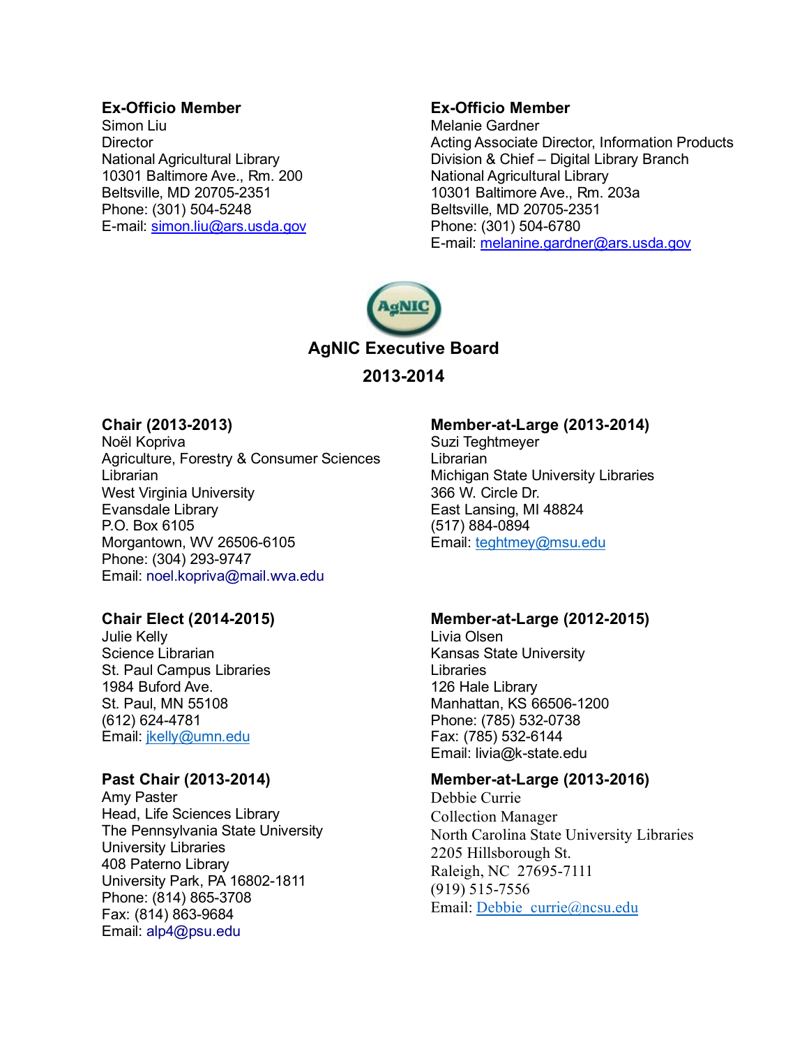**Ex-Officio Member**
Simon Liu
Director
National Agricultural Library
10301 Baltimore Ave., Rm. 200
Beltsville, MD 20705-2351
Phone: (301) 504-5248
E-mail: simon.liu@ars.usda.gov

**Ex-Officio Member**
Melanie Gardner
Acting Associate Director, Information Products Division & Chief – Digital Library Branch
National Agricultural Library
10301 Baltimore Ave., Rm. 203a
Beltsville, MD 20705-2351
Phone: (301) 504-6780
E-mail: melanine.gardner@ars.usda.gov

## AgNIC Executive Board

## 2013-2014

**Chair (2013-2013)**
Noël Kopriva
Agriculture, Forestry & Consumer Sciences Librarian
West Virginia University
Evansdale Library
P.O. Box 6105
Morgantown, WV 26506-6105
Phone: (304) 293-9747
Email: noel.kopriva@mail.wva.edu

**Chair Elect (2014-2015)**
Julie Kelly
Science Librarian
St. Paul Campus Libraries
1984 Buford Ave.
St. Paul, MN 55108
(612) 624-4781
Email: jkelly@umn.edu

**Past Chair (2013-2014)**
Amy Paster
Head, Life Sciences Library
The Pennsylvania State University
University Libraries
408 Paterno Library
University Park, PA 16802-1811
Phone: (814) 865-3708
Fax: (814) 863-9684
Email: alp4@psu.edu

**Member-at-Large (2013-2014)**
Suzi Teghtmeyer
Librarian
Michigan State University Libraries
366 W. Circle Dr.
East Lansing, MI 48824
(517) 884-0894
Email: teghtmey@msu.edu

**Member-at-Large (2012-2015)**
Livia Olsen
Kansas State University
Libraries
126 Hale Library
Manhattan, KS 66506-1200
Phone: (785) 532-0738
Fax: (785) 532-6144
Email: livia@k-state.edu

**Member-at-Large (2013-2016)**
Debbie Currie
Collection Manager
North Carolina State University Libraries
2205 Hillsborough St.
Raleigh, NC 27695-7111
(919) 515-7556
Email: Debbie_currie@ncsu.edu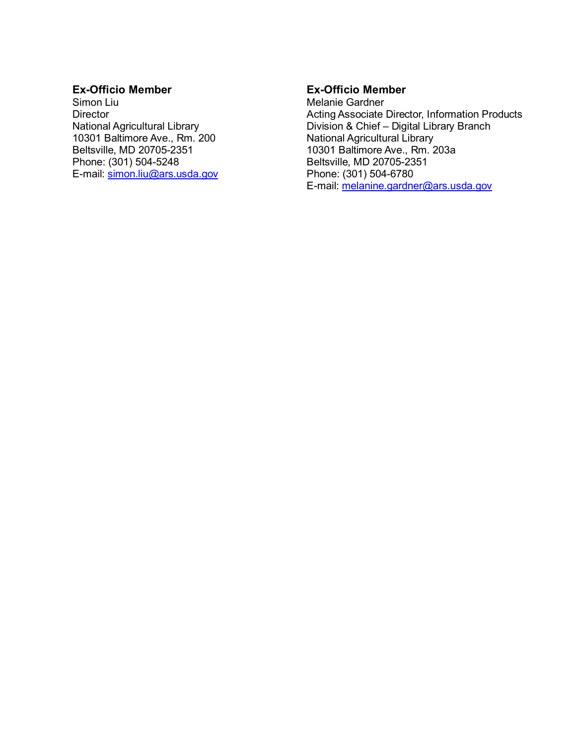**Ex-Officio Member**
Simon Liu
Director
National Agricultural Library
10301 Baltimore Ave., Rm. 200
Beltsville, MD 20705-2351
Phone: (301) 504-5248
E-mail: simon.liu@ars.usda.gov

**Ex-Officio Member**
Melanie Gardner
Acting Associate Director, Information Products Division & Chief – Digital Library Branch
National Agricultural Library
10301 Baltimore Ave., Rm. 203a
Beltsville, MD 20705-2351
Phone: (301) 504-6780
E-mail: melanine.gardner@ars.usda.gov